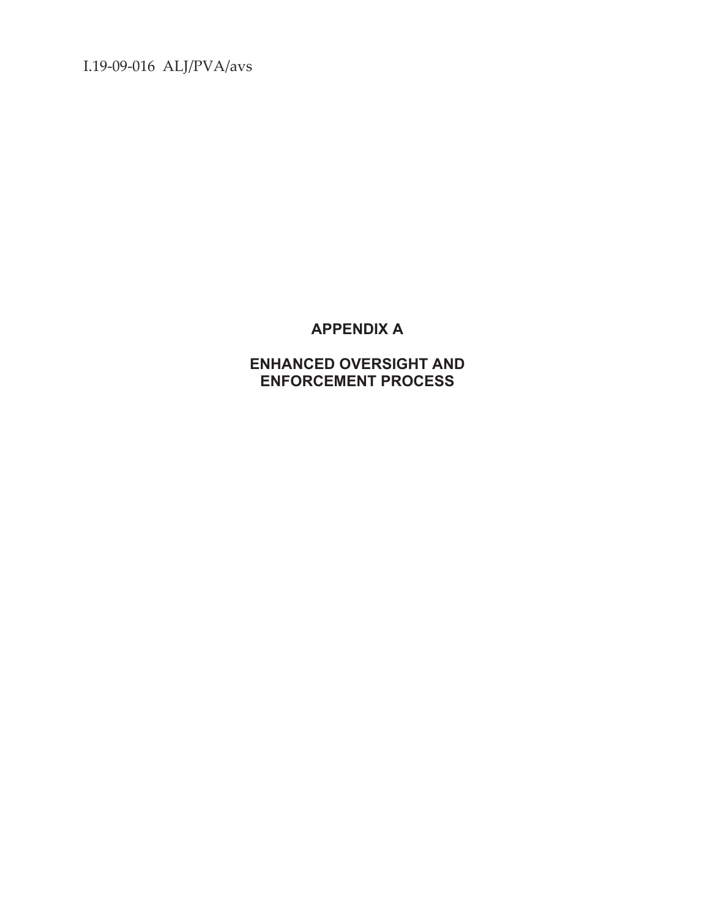# APPENDIX A

## ENHANCED OVERSIGHT AND ENFORCEMENT PROCESS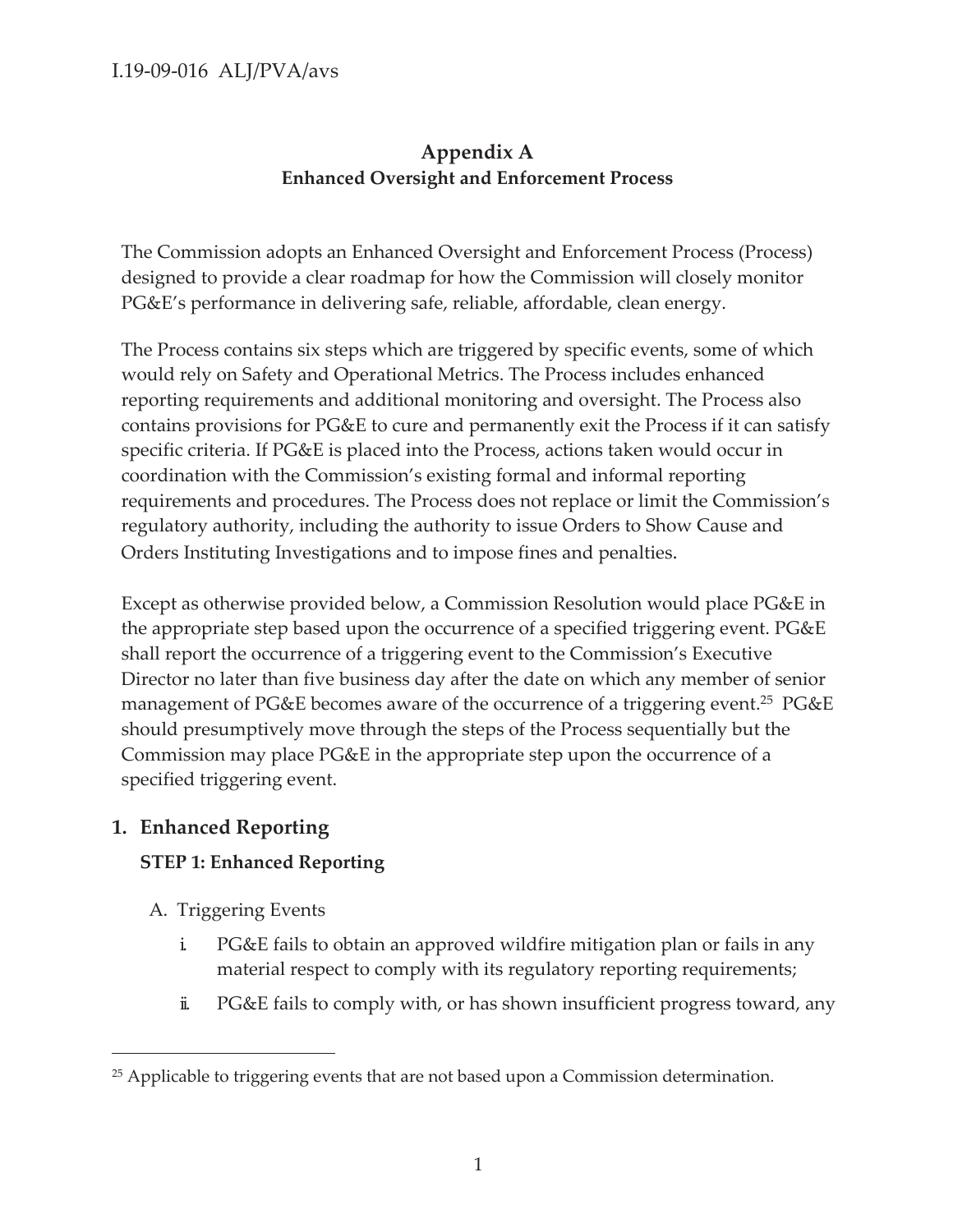# Appendix A
## Enhanced Oversight and Enforcement Process

The Commission adopts an Enhanced Oversight and Enforcement Process (Process) designed to provide a clear roadmap for how the Commission will closely monitor PG&E's performance in delivering safe, reliable, affordable, clean energy.

The Process contains six steps which are triggered by specific events, some of which would rely on Safety and Operational Metrics. The Process includes enhanced reporting requirements and additional monitoring and oversight. The Process also contains provisions for PG&E to cure and permanently exit the Process if it can satisfy specific criteria. If PG&E is placed into the Process, actions taken would occur in coordination with the Commission's existing formal and informal reporting requirements and procedures. The Process does not replace or limit the Commission's regulatory authority, including the authority to issue Orders to Show Cause and Orders Instituting Investigations and to impose fines and penalties.

Except as otherwise provided below, a Commission Resolution would place PG&E in the appropriate step based upon the occurrence of a specified triggering event. PG&E shall report the occurrence of a triggering event to the Commission's Executive Director no later than five business day after the date on which any member of senior management of PG&E becomes aware of the occurrence of a triggering event.[25] PG&E should presumptively move through the steps of the Process sequentially but the Commission may place PG&E in the appropriate step upon the occurrence of a specified triggering event.

## 1. Enhanced Reporting

### STEP 1: Enhanced Reporting

A. Triggering Events

i. PG&E fails to obtain an approved wildfire mitigation plan or fails in any material respect to comply with its regulatory reporting requirements;

ii. PG&E fails to comply with, or has shown insufficient progress toward, any

[25] Applicable to triggering events that are not based upon a Commission determination.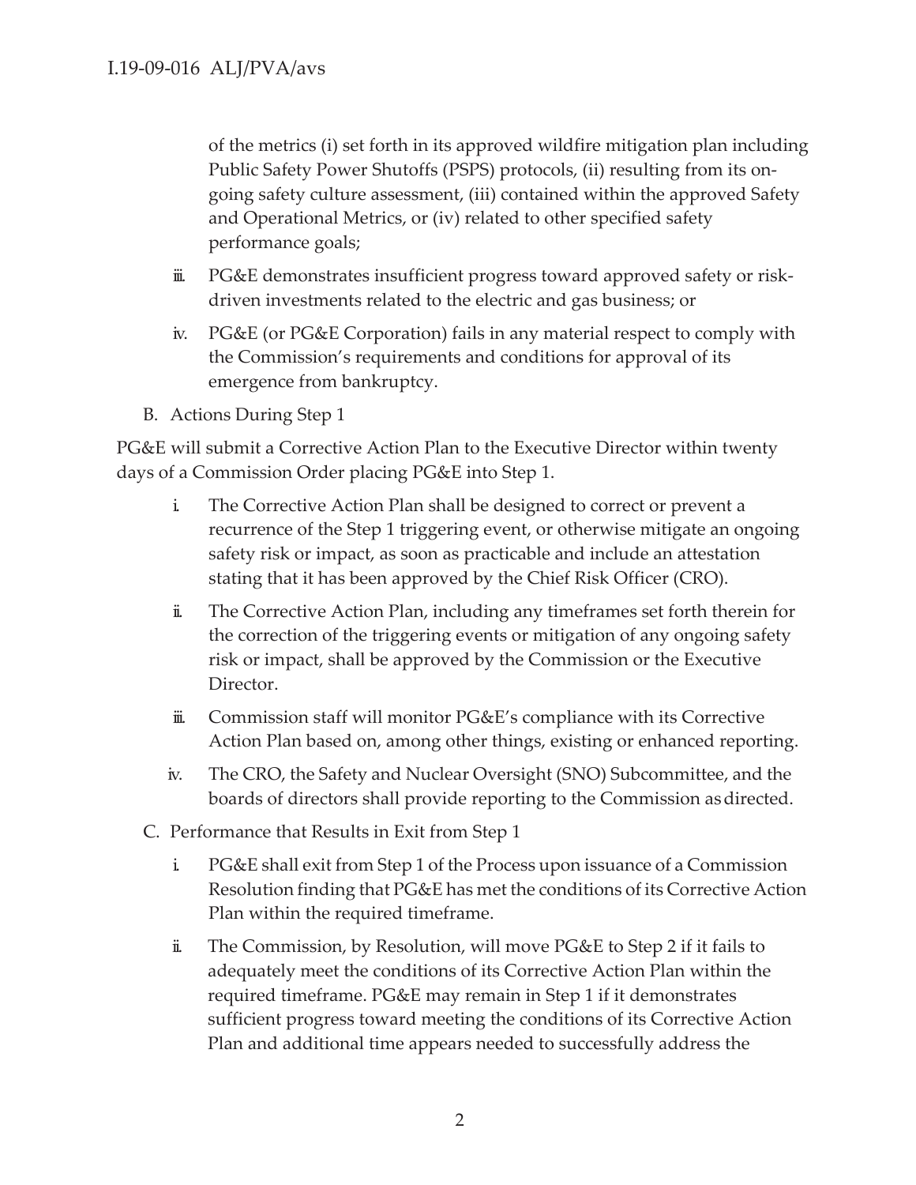of the metrics (i) set forth in its approved wildfire mitigation plan including Public Safety Power Shutoffs (PSPS) protocols, (ii) resulting from its on-going safety culture assessment, (iii) contained within the approved Safety and Operational Metrics, or (iv) related to other specified safety performance goals;

iii. PG&E demonstrates insufficient progress toward approved safety or risk-driven investments related to the electric and gas business; or

iv. PG&E (or PG&E Corporation) fails in any material respect to comply with the Commission's requirements and conditions for approval of its emergence from bankruptcy.

B. Actions During Step 1

PG&E will submit a Corrective Action Plan to the Executive Director within twenty days of a Commission Order placing PG&E into Step 1.

i. The Corrective Action Plan shall be designed to correct or prevent a recurrence of the Step 1 triggering event, or otherwise mitigate an ongoing safety risk or impact, as soon as practicable and include an attestation stating that it has been approved by the Chief Risk Officer (CRO).

ii. The Corrective Action Plan, including any timeframes set forth therein for the correction of the triggering events or mitigation of any ongoing safety risk or impact, shall be approved by the Commission or the Executive Director.

iii. Commission staff will monitor PG&E's compliance with its Corrective Action Plan based on, among other things, existing or enhanced reporting.

iv. The CRO, the Safety and Nuclear Oversight (SNO) Subcommittee, and the boards of directors shall provide reporting to the Commission as directed.

C. Performance that Results in Exit from Step 1

i. PG&E shall exit from Step 1 of the Process upon issuance of a Commission Resolution finding that PG&E has met the conditions of its Corrective Action Plan within the required timeframe.

ii. The Commission, by Resolution, will move PG&E to Step 2 if it fails to adequately meet the conditions of its Corrective Action Plan within the required timeframe. PG&E may remain in Step 1 if it demonstrates sufficient progress toward meeting the conditions of its Corrective Action Plan and additional time appears needed to successfully address the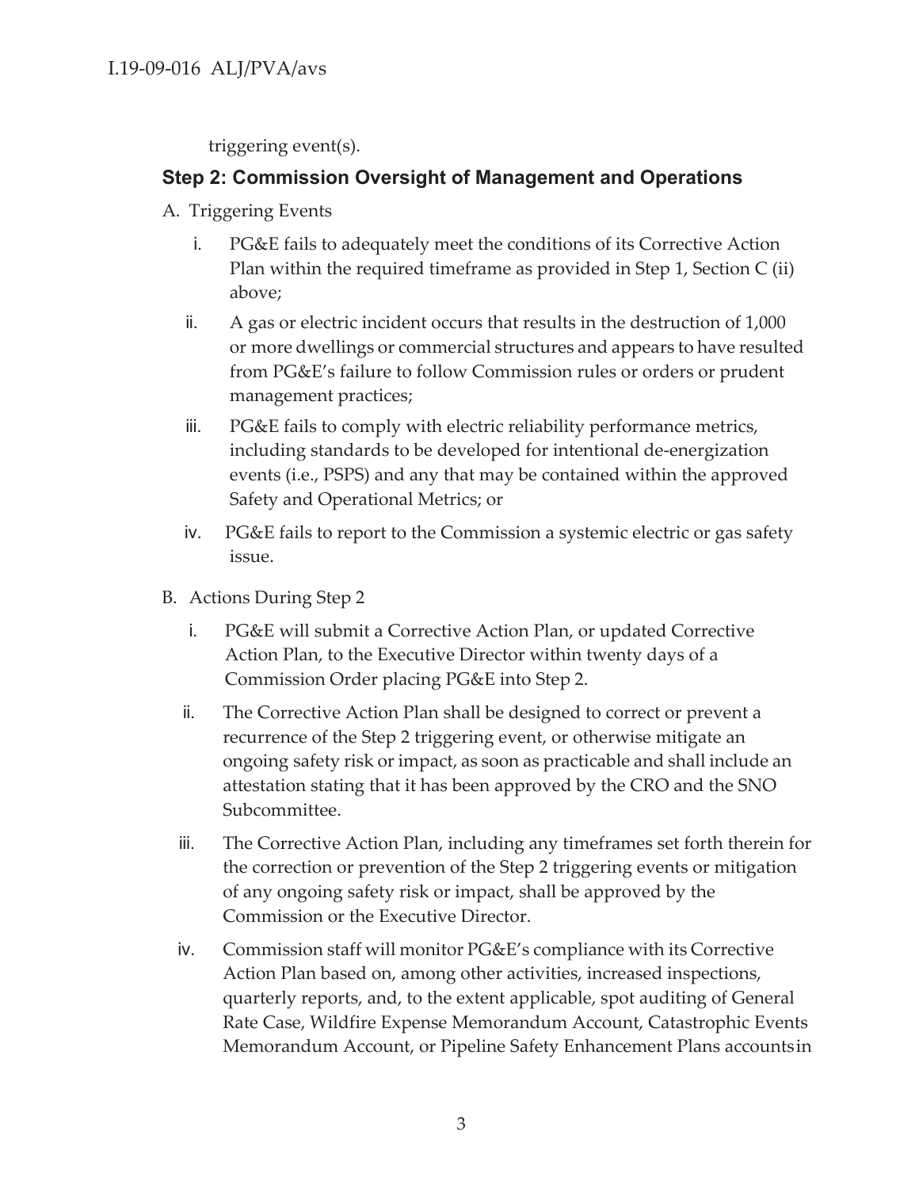triggering event(s).

### Step 2: Commission Oversight of Management and Operations

A. Triggering Events

i. PG&E fails to adequately meet the conditions of its Corrective Action Plan within the required timeframe as provided in Step 1, Section C (ii) above;

ii. A gas or electric incident occurs that results in the destruction of 1,000 or more dwellings or commercial structures and appears to have resulted from PG&E's failure to follow Commission rules or orders or prudent management practices;

iii. PG&E fails to comply with electric reliability performance metrics, including standards to be developed for intentional de-energization events (i.e., PSPS) and any that may be contained within the approved Safety and Operational Metrics; or

iv. PG&E fails to report to the Commission a systemic electric or gas safety issue.

B. Actions During Step 2

i. PG&E will submit a Corrective Action Plan, or updated Corrective Action Plan, to the Executive Director within twenty days of a Commission Order placing PG&E into Step 2.

ii. The Corrective Action Plan shall be designed to correct or prevent a recurrence of the Step 2 triggering event, or otherwise mitigate an ongoing safety risk or impact, as soon as practicable and shall include an attestation stating that it has been approved by the CRO and the SNO Subcommittee.

iii. The Corrective Action Plan, including any timeframes set forth therein for the correction or prevention of the Step 2 triggering events or mitigation of any ongoing safety risk or impact, shall be approved by the Commission or the Executive Director.

iv. Commission staff will monitor PG&E's compliance with its Corrective Action Plan based on, among other activities, increased inspections, quarterly reports, and, to the extent applicable, spot auditing of General Rate Case, Wildfire Expense Memorandum Account, Catastrophic Events Memorandum Account, or Pipeline Safety Enhancement Plans accounts in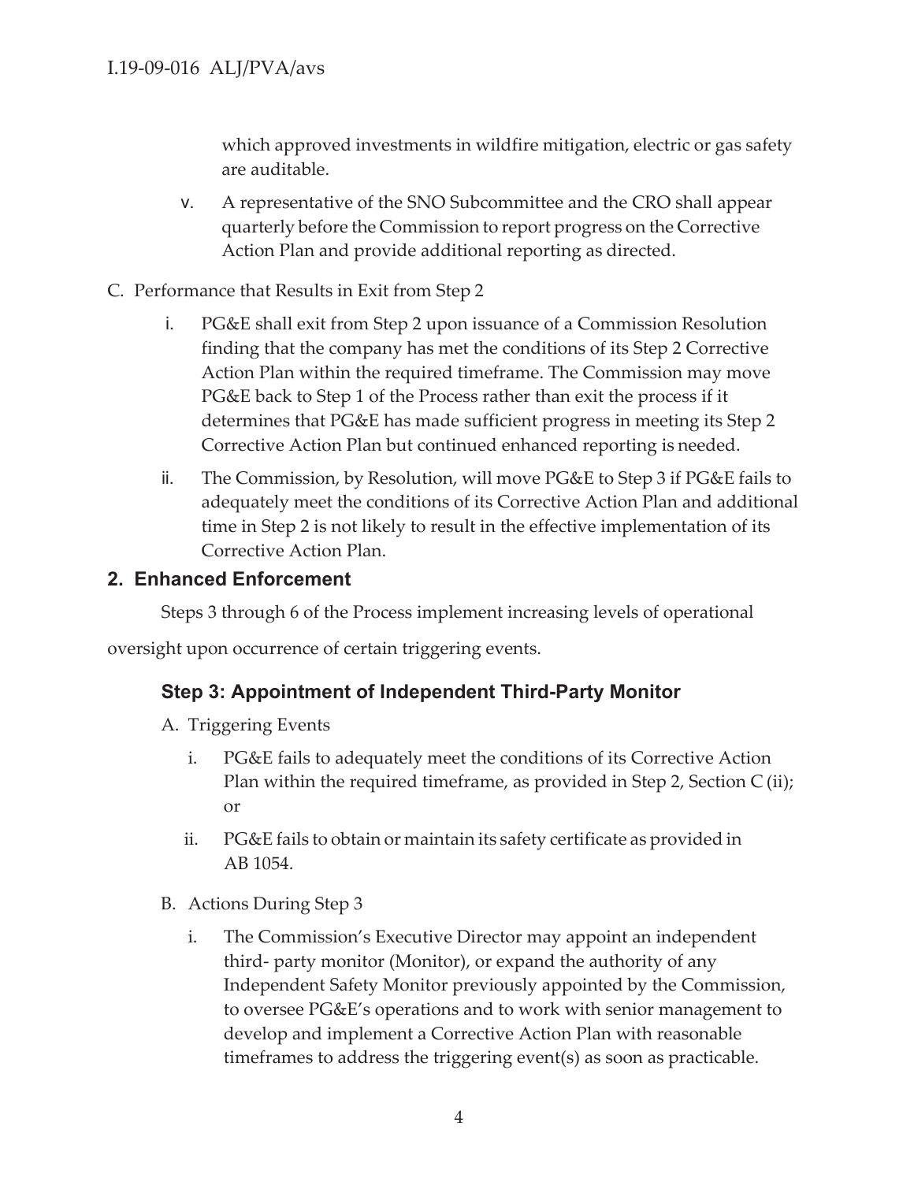which approved investments in wildfire mitigation, electric or gas safety are auditable.

v. A representative of the SNO Subcommittee and the CRO shall appear quarterly before the Commission to report progress on the Corrective Action Plan and provide additional reporting as directed.

C. Performance that Results in Exit from Step 2

i. PG&E shall exit from Step 2 upon issuance of a Commission Resolution finding that the company has met the conditions of its Step 2 Corrective Action Plan within the required timeframe. The Commission may move PG&E back to Step 1 of the Process rather than exit the process if it determines that PG&E has made sufficient progress in meeting its Step 2 Corrective Action Plan but continued enhanced reporting is needed.

ii. The Commission, by Resolution, will move PG&E to Step 3 if PG&E fails to adequately meet the conditions of its Corrective Action Plan and additional time in Step 2 is not likely to result in the effective implementation of its Corrective Action Plan.

## 2. Enhanced Enforcement

Steps 3 through 6 of the Process implement increasing levels of operational oversight upon occurrence of certain triggering events.

### Step 3: Appointment of Independent Third-Party Monitor

A. Triggering Events

i. PG&E fails to adequately meet the conditions of its Corrective Action Plan within the required timeframe, as provided in Step 2, Section C (ii); or

ii. PG&E fails to obtain or maintain its safety certificate as provided in AB 1054.

B. Actions During Step 3

i. The Commission's Executive Director may appoint an independent third- party monitor (Monitor), or expand the authority of any Independent Safety Monitor previously appointed by the Commission, to oversee PG&E's operations and to work with senior management to develop and implement a Corrective Action Plan with reasonable timeframes to address the triggering event(s) as soon as practicable.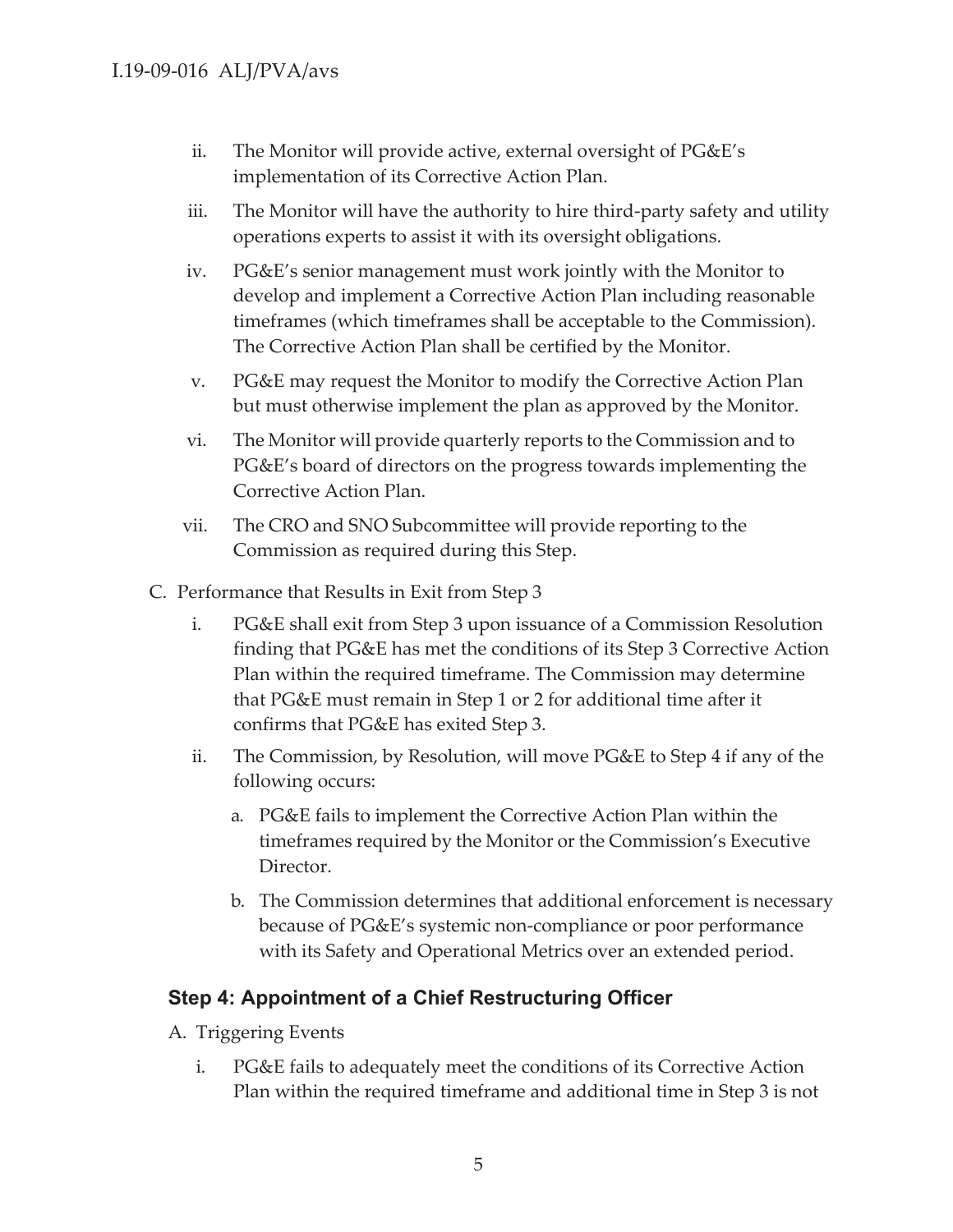ii. The Monitor will provide active, external oversight of PG&E's implementation of its Corrective Action Plan.

iii. The Monitor will have the authority to hire third-party safety and utility operations experts to assist it with its oversight obligations.

iv. PG&E's senior management must work jointly with the Monitor to develop and implement a Corrective Action Plan including reasonable timeframes (which timeframes shall be acceptable to the Commission). The Corrective Action Plan shall be certified by the Monitor.

v. PG&E may request the Monitor to modify the Corrective Action Plan but must otherwise implement the plan as approved by the Monitor.

vi. The Monitor will provide quarterly reports to the Commission and to PG&E's board of directors on the progress towards implementing the Corrective Action Plan.

vii. The CRO and SNO Subcommittee will provide reporting to the Commission as required during this Step.

C. Performance that Results in Exit from Step 3

i. PG&E shall exit from Step 3 upon issuance of a Commission Resolution finding that PG&E has met the conditions of its Step 3 Corrective Action Plan within the required timeframe. The Commission may determine that PG&E must remain in Step 1 or 2 for additional time after it confirms that PG&E has exited Step 3.

ii. The Commission, by Resolution, will move PG&E to Step 4 if any of the following occurs:

a. PG&E fails to implement the Corrective Action Plan within the timeframes required by the Monitor or the Commission's Executive Director.

b. The Commission determines that additional enforcement is necessary because of PG&E's systemic non-compliance or poor performance with its Safety and Operational Metrics over an extended period.

### Step 4: Appointment of a Chief Restructuring Officer

A. Triggering Events

i. PG&E fails to adequately meet the conditions of its Corrective Action Plan within the required timeframe and additional time in Step 3 is not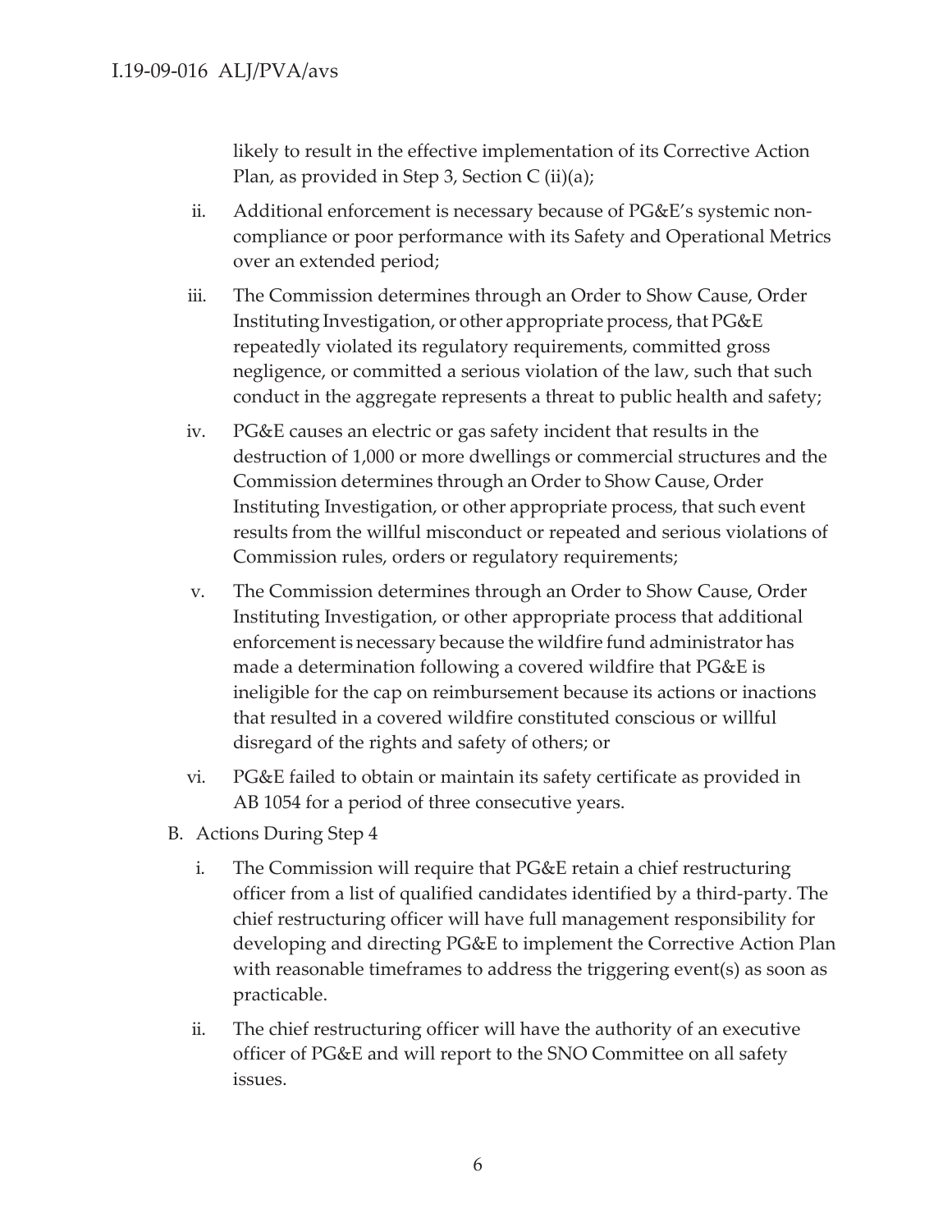likely to result in the effective implementation of its Corrective Action Plan, as provided in Step 3, Section C (ii)(a);

ii. Additional enforcement is necessary because of PG&E's systemic non-compliance or poor performance with its Safety and Operational Metrics over an extended period;

iii. The Commission determines through an Order to Show Cause, Order Instituting Investigation, or other appropriate process, that PG&E repeatedly violated its regulatory requirements, committed gross negligence, or committed a serious violation of the law, such that such conduct in the aggregate represents a threat to public health and safety;

iv. PG&E causes an electric or gas safety incident that results in the destruction of 1,000 or more dwellings or commercial structures and the Commission determines through an Order to Show Cause, Order Instituting Investigation, or other appropriate process, that such event results from the willful misconduct or repeated and serious violations of Commission rules, orders or regulatory requirements;

v. The Commission determines through an Order to Show Cause, Order Instituting Investigation, or other appropriate process that additional enforcement is necessary because the wildfire fund administrator has made a determination following a covered wildfire that PG&E is ineligible for the cap on reimbursement because its actions or inactions that resulted in a covered wildfire constituted conscious or willful disregard of the rights and safety of others; or

vi. PG&E failed to obtain or maintain its safety certificate as provided in AB 1054 for a period of three consecutive years.

B. Actions During Step 4

i. The Commission will require that PG&E retain a chief restructuring officer from a list of qualified candidates identified by a third-party. The chief restructuring officer will have full management responsibility for developing and directing PG&E to implement the Corrective Action Plan with reasonable timeframes to address the triggering event(s) as soon as practicable.

ii. The chief restructuring officer will have the authority of an executive officer of PG&E and will report to the SNO Committee on all safety issues.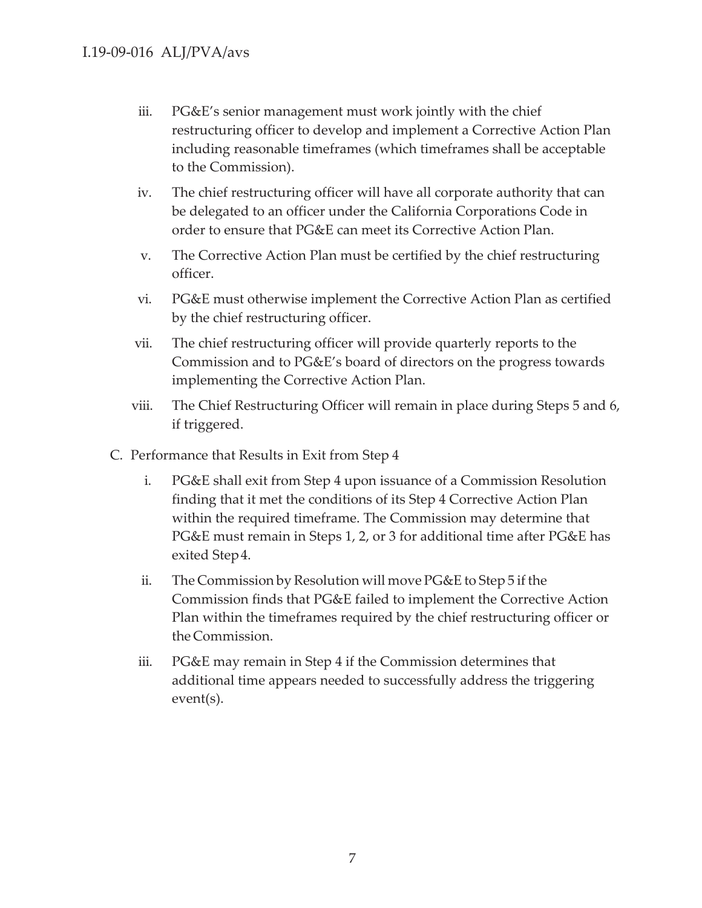iii. PG&E's senior management must work jointly with the chief restructuring officer to develop and implement a Corrective Action Plan including reasonable timeframes (which timeframes shall be acceptable to the Commission).

iv. The chief restructuring officer will have all corporate authority that can be delegated to an officer under the California Corporations Code in order to ensure that PG&E can meet its Corrective Action Plan.

v. The Corrective Action Plan must be certified by the chief restructuring officer.

vi. PG&E must otherwise implement the Corrective Action Plan as certified by the chief restructuring officer.

vii. The chief restructuring officer will provide quarterly reports to the Commission and to PG&E's board of directors on the progress towards implementing the Corrective Action Plan.

viii. The Chief Restructuring Officer will remain in place during Steps 5 and 6, if triggered.

C. Performance that Results in Exit from Step 4

i. PG&E shall exit from Step 4 upon issuance of a Commission Resolution finding that it met the conditions of its Step 4 Corrective Action Plan within the required timeframe. The Commission may determine that PG&E must remain in Steps 1, 2, or 3 for additional time after PG&E has exited Step 4.

ii. The Commission by Resolution will move PG&E to Step 5 if the Commission finds that PG&E failed to implement the Corrective Action Plan within the timeframes required by the chief restructuring officer or the Commission.

iii. PG&E may remain in Step 4 if the Commission determines that additional time appears needed to successfully address the triggering event(s).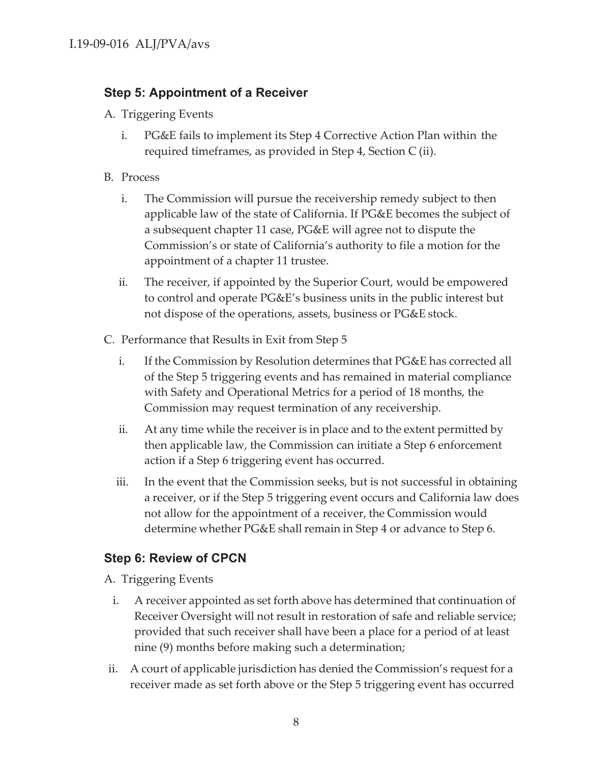### Step 5: Appointment of a Receiver

A. Triggering Events

   i. PG&E fails to implement its Step 4 Corrective Action Plan within the required timeframes, as provided in Step 4, Section C (ii).

B. Process

   i. The Commission will pursue the receivership remedy subject to then applicable law of the state of California. If PG&E becomes the subject of a subsequent chapter 11 case, PG&E will agree not to dispute the Commission's or state of California's authority to file a motion for the appointment of a chapter 11 trustee.

   ii. The receiver, if appointed by the Superior Court, would be empowered to control and operate PG&E's business units in the public interest but not dispose of the operations, assets, business or PG&E stock.

C. Performance that Results in Exit from Step 5

   i. If the Commission by Resolution determines that PG&E has corrected all of the Step 5 triggering events and has remained in material compliance with Safety and Operational Metrics for a period of 18 months, the Commission may request termination of any receivership.

   ii. At any time while the receiver is in place and to the extent permitted by then applicable law, the Commission can initiate a Step 6 enforcement action if a Step 6 triggering event has occurred.

   iii. In the event that the Commission seeks, but is not successful in obtaining a receiver, or if the Step 5 triggering event occurs and California law does not allow for the appointment of a receiver, the Commission would determine whether PG&E shall remain in Step 4 or advance to Step 6.

### Step 6: Review of CPCN

A. Triggering Events

   i. A receiver appointed as set forth above has determined that continuation of Receiver Oversight will not result in restoration of safe and reliable service; provided that such receiver shall have been a place for a period of at least nine (9) months before making such a determination;

   ii. A court of applicable jurisdiction has denied the Commission's request for a receiver made as set forth above or the Step 5 triggering event has occurred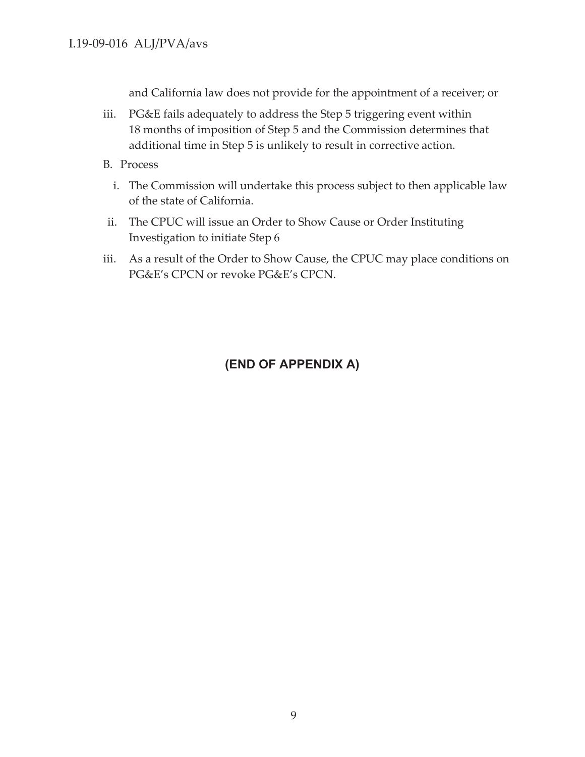and California law does not provide for the appointment of a receiver; or

iii. PG&E fails adequately to address the Step 5 triggering event within 18 months of imposition of Step 5 and the Commission determines that additional time in Step 5 is unlikely to result in corrective action.

B. Process

i. The Commission will undertake this process subject to then applicable law of the state of California.

ii. The CPUC will issue an Order to Show Cause or Order Instituting Investigation to initiate Step 6

iii. As a result of the Order to Show Cause, the CPUC may place conditions on PG&E's CPCN or revoke PG&E's CPCN.

**(END OF APPENDIX A)**